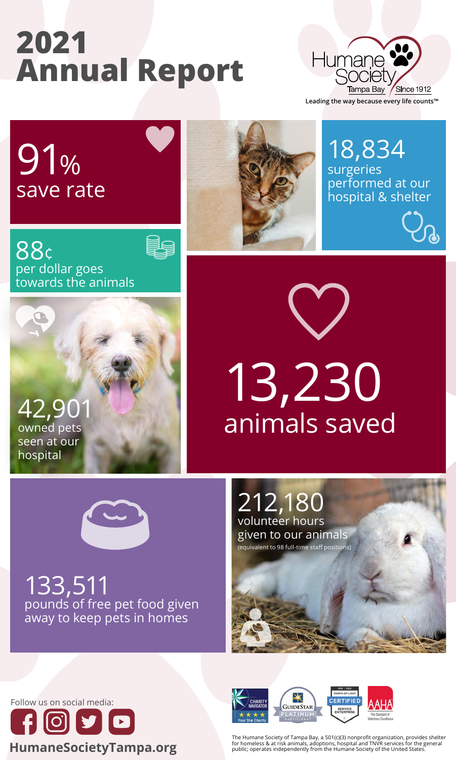# 2021 Annual Report

Humane Society Tampa Bay Since 1912

Leading the way because every life counts™

**91%** save rate

**18,834** surgeries performed at our hospital & shelter

**88¢** per dollar goes towards the animals

**42,901** owned pets seen at our hospital

**13,230** animals saved

**212,180** volunteer hours given to our animals (equivalent to 98 full-time staff positions)

**133,511** pounds of free pet food given away to keep pets in homes

Follow us on social media:

**HumaneSocietyTampa.org**

Charity Navigator Four Star Charity | GuideStar Platinum Participant | Points of Light Certified Service Enterprise | AAHA The Standard of Veterinary Excellence

The Humane Society of Tampa Bay, a 501(c)(3) nonprofit organization, provides shelter for homeless & at risk animals, adoptions, hospital and TNVR services for the general public; operates independently from the Humane Society of the United States.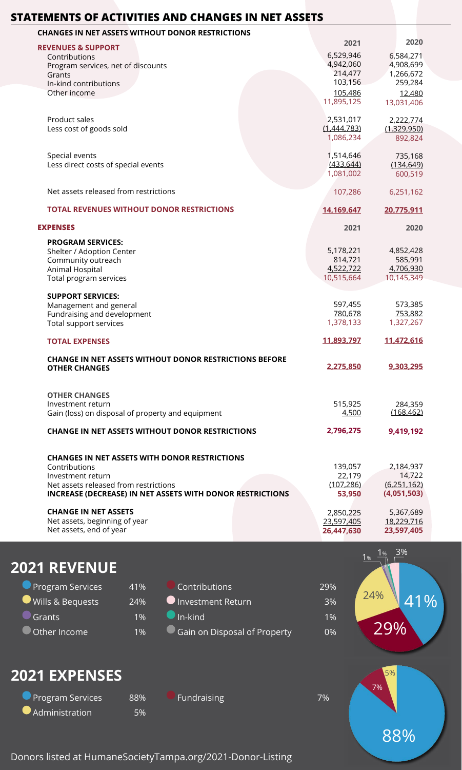## STATEMENTS OF ACTIVITIES AND CHANGES IN NET ASSETS

| CHANGES IN NET ASSETS WITHOUT DONOR RESTRICTIONS | 2021 | 2020 |
|---|---|---|
| **REVENUES & SUPPORT** | | |
| Contributions | 6,529,946 | 6,584,271 |
| Program services, net of discounts | 4,942,060 | 4,908,699 |
| Grants | 214,477 | 1,266,672 |
| In-kind contributions | 103,156 | 259,284 |
| Other income | 105,486 | 12,480 |
| | 11,895,125 | 13,031,406 |
| Product sales | 2,531,017 | 2,222,774 |
| Less cost of goods sold | (1,444,783) | (1,329,950) |
| | 1,086,234 | 892,824 |
| Special events | 1,514,646 | 735,168 |
| Less direct costs of special events | (433,644) | (134,649) |
| | 1,081,002 | 600,519 |
| Net assets released from restrictions | 107,286 | 6,251,162 |
| **TOTAL REVENUES WITHOUT DONOR RESTRICTIONS** | **14,169,647** | **20,775,911** |
| **EXPENSES** | **2021** | **2020** |
| **PROGRAM SERVICES:** | | |
| Shelter / Adoption Center | 5,178,221 | 4,852,428 |
| Community outreach | 814,721 | 585,991 |
| Animal Hospital | 4,522,722 | 4,706,930 |
| Total program services | 10,515,664 | 10,145,349 |
| **SUPPORT SERVICES:** | | |
| Management and general | 597,455 | 573,385 |
| Fundraising and development | 780,678 | 753,882 |
| Total support services | 1,378,133 | 1,327,267 |
| **TOTAL EXPENSES** | **11,893,797** | **11,472,616** |
| **CHANGE IN NET ASSETS WITHOUT DONOR RESTRICTIONS BEFORE OTHER CHANGES** | **2,275,850** | **9,303,295** |
| **OTHER CHANGES** | | |
| Investment return | 515,925 | 284,359 |
| Gain (loss) on disposal of property and equipment | 4,500 | (168,462) |
| **CHANGE IN NET ASSETS WITHOUT DONOR RESTRICTIONS** | **2,796,275** | **9,419,192** |
| **CHANGES IN NET ASSETS WITH DONOR RESTRICTIONS** | | |
| Contributions | 139,057 | 2,184,937 |
| Investment return | 22,179 | 14,722 |
| Net assets released from restrictions | (107,286) | (6,251,162) |
| **INCREASE (DECREASE) IN NET ASSETS WITH DONOR RESTRICTIONS** | **53,950** | **(4,051,503)** |
| **CHANGE IN NET ASSETS** | 2,850,225 | 5,367,689 |
| Net assets, beginning of year | 23,597,405 | 18,229,716 |
| Net assets, end of year | **26,447,630** | **23,597,405** |

## 2021 REVENUE

Program Services 41%
Wills & Bequests 24%
Grants 1%
Other Income 1%
Contributions 29%
Investment Return 3%
In-kind 1%
Gain on Disposal of Property 0%

41%
29%
24%
3%
1%
1%

## 2021 EXPENSES

Program Services 88%
Administration 5%
Fundraising 7%

88%
7%
5%

Donors listed at HumaneSocietyTampa.org/2021-Donor-Listing